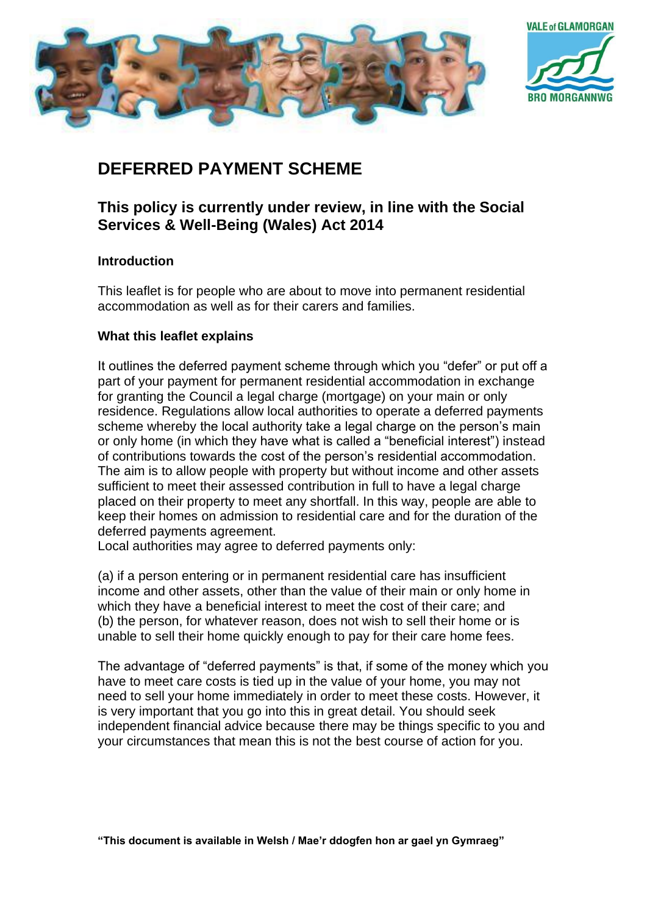# DEFERRED PAYMENT SCHEME

## This policy is currently under review, in line with the Social Services & Well-Being (Wales) Act 2014

### Introduction

This leaflet is for people who are about to move into permanent residential accommodation as well as for their carers and families.

### What this leaflet explains

It outlines the deferred payment scheme through which you "defer" or put off a part of your payment for permanent residential accommodation in exchange for granting the Council a legal charge (mortgage) on your main or only residence. Regulations allow local authorities to operate a deferred payments scheme whereby the local authority take a legal charge on the person's main or only home (in which they have what is called a "beneficial interest") instead of contributions towards the cost of the person's residential accommodation. The aim is to allow people with property but without income and other assets sufficient to meet their assessed contribution in full to have a legal charge placed on their property to meet any shortfall. In this way, people are able to keep their homes on admission to residential care and for the duration of the deferred payments agreement.
Local authorities may agree to deferred payments only:

(a) if a person entering or in permanent residential care has insufficient income and other assets, other than the value of their main or only home in which they have a beneficial interest to meet the cost of their care; and
(b) the person, for whatever reason, does not wish to sell their home or is unable to sell their home quickly enough to pay for their care home fees.

The advantage of "deferred payments" is that, if some of the money which you have to meet care costs is tied up in the value of your home, you may not need to sell your home immediately in order to meet these costs. However, it is very important that you go into this in great detail. You should seek independent financial advice because there may be things specific to you and your circumstances that mean this is not the best course of action for you.

**"This document is available in Welsh / Mae'r ddogfen hon ar gael yn Gymraeg"**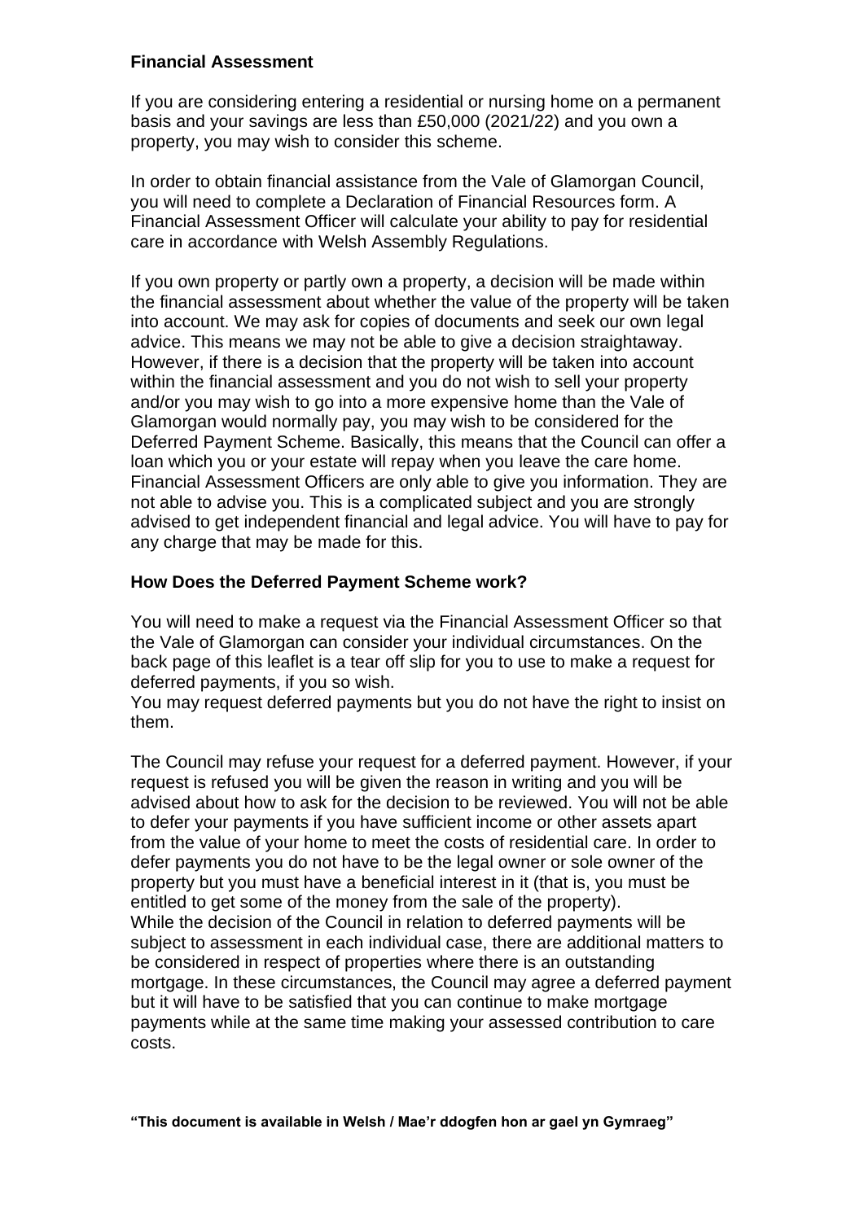## Financial Assessment

If you are considering entering a residential or nursing home on a permanent basis and your savings are less than £50,000 (2021/22) and you own a property, you may wish to consider this scheme.

In order to obtain financial assistance from the Vale of Glamorgan Council, you will need to complete a Declaration of Financial Resources form. A Financial Assessment Officer will calculate your ability to pay for residential care in accordance with Welsh Assembly Regulations.

If you own property or partly own a property, a decision will be made within the financial assessment about whether the value of the property will be taken into account. We may ask for copies of documents and seek our own legal advice. This means we may not be able to give a decision straightaway. However, if there is a decision that the property will be taken into account within the financial assessment and you do not wish to sell your property and/or you may wish to go into a more expensive home than the Vale of Glamorgan would normally pay, you may wish to be considered for the Deferred Payment Scheme. Basically, this means that the Council can offer a loan which you or your estate will repay when you leave the care home. Financial Assessment Officers are only able to give you information. They are not able to advise you. This is a complicated subject and you are strongly advised to get independent financial and legal advice. You will have to pay for any charge that may be made for this.

## How Does the Deferred Payment Scheme work?

You will need to make a request via the Financial Assessment Officer so that the Vale of Glamorgan can consider your individual circumstances. On the back page of this leaflet is a tear off slip for you to use to make a request for deferred payments, if you so wish.
You may request deferred payments but you do not have the right to insist on them.

The Council may refuse your request for a deferred payment. However, if your request is refused you will be given the reason in writing and you will be advised about how to ask for the decision to be reviewed. You will not be able to defer your payments if you have sufficient income or other assets apart from the value of your home to meet the costs of residential care. In order to defer payments you do not have to be the legal owner or sole owner of the property but you must have a beneficial interest in it (that is, you must be entitled to get some of the money from the sale of the property).
While the decision of the Council in relation to deferred payments will be subject to assessment in each individual case, there are additional matters to be considered in respect of properties where there is an outstanding mortgage. In these circumstances, the Council may agree a deferred payment but it will have to be satisfied that you can continue to make mortgage payments while at the same time making your assessed contribution to care costs.

**"This document is available in Welsh / Mae'r ddogfen hon ar gael yn Gymraeg"**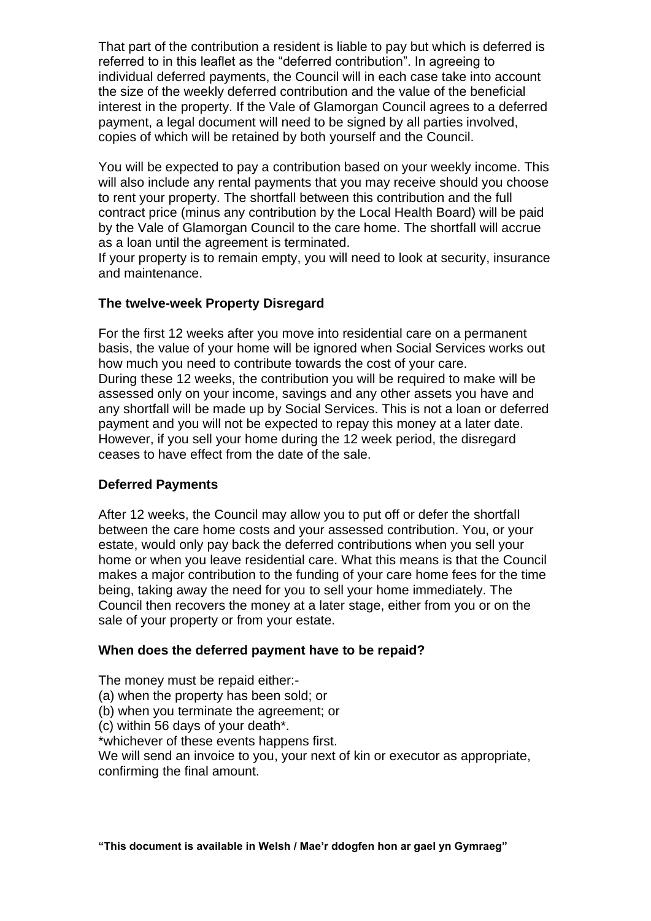That part of the contribution a resident is liable to pay but which is deferred is referred to in this leaflet as the "deferred contribution". In agreeing to individual deferred payments, the Council will in each case take into account the size of the weekly deferred contribution and the value of the beneficial interest in the property. If the Vale of Glamorgan Council agrees to a deferred payment, a legal document will need to be signed by all parties involved, copies of which will be retained by both yourself and the Council.

You will be expected to pay a contribution based on your weekly income. This will also include any rental payments that you may receive should you choose to rent your property. The shortfall between this contribution and the full contract price (minus any contribution by the Local Health Board) will be paid by the Vale of Glamorgan Council to the care home. The shortfall will accrue as a loan until the agreement is terminated.
If your property is to remain empty, you will need to look at security, insurance and maintenance.

**The twelve-week Property Disregard**

For the first 12 weeks after you move into residential care on a permanent basis, the value of your home will be ignored when Social Services works out how much you need to contribute towards the cost of your care.
During these 12 weeks, the contribution you will be required to make will be assessed only on your income, savings and any other assets you have and any shortfall will be made up by Social Services. This is not a loan or deferred payment and you will not be expected to repay this money at a later date. However, if you sell your home during the 12 week period, the disregard ceases to have effect from the date of the sale.

**Deferred Payments**

After 12 weeks, the Council may allow you to put off or defer the shortfall between the care home costs and your assessed contribution. You, or your estate, would only pay back the deferred contributions when you sell your home or when you leave residential care. What this means is that the Council makes a major contribution to the funding of your care home fees for the time being, taking away the need for you to sell your home immediately. The Council then recovers the money at a later stage, either from you or on the sale of your property or from your estate.

**When does the deferred payment have to be repaid?**

The money must be repaid either:-
(a) when the property has been sold; or
(b) when you terminate the agreement; or
(c) within 56 days of your death*.
*whichever of these events happens first.
We will send an invoice to you, your next of kin or executor as appropriate, confirming the final amount.

**"This document is available in Welsh / Mae'r ddogfen hon ar gael yn Gymraeg"**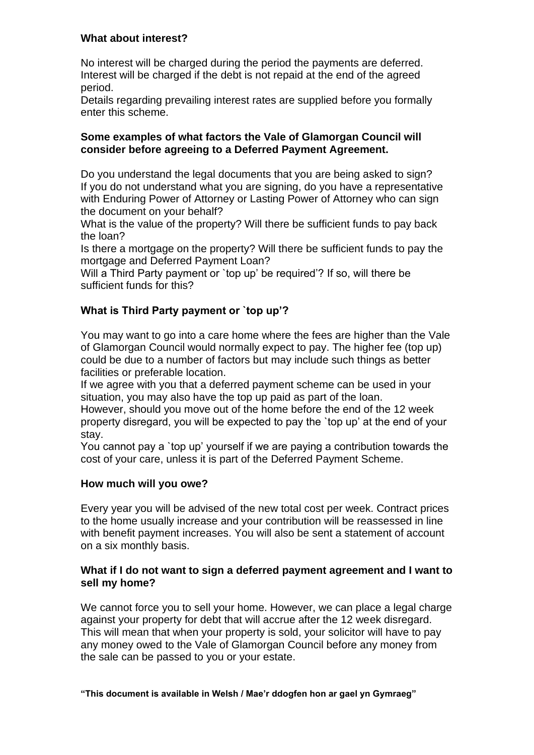**What about interest?**

No interest will be charged during the period the payments are deferred. Interest will be charged if the debt is not repaid at the end of the agreed period.
Details regarding prevailing interest rates are supplied before you formally enter this scheme.

**Some examples of what factors the Vale of Glamorgan Council will consider before agreeing to a Deferred Payment Agreement.**

Do you understand the legal documents that you are being asked to sign? If you do not understand what you are signing, do you have a representative with Enduring Power of Attorney or Lasting Power of Attorney who can sign the document on your behalf?
What is the value of the property? Will there be sufficient funds to pay back the loan?
Is there a mortgage on the property? Will there be sufficient funds to pay the mortgage and Deferred Payment Loan?
Will a Third Party payment or `top up' be required'? If so, will there be sufficient funds for this?

## What is Third Party payment or `top up'?

You may want to go into a care home where the fees are higher than the Vale of Glamorgan Council would normally expect to pay. The higher fee (top up) could be due to a number of factors but may include such things as better facilities or preferable location.
If we agree with you that a deferred payment scheme can be used in your situation, you may also have the top up paid as part of the loan.
However, should you move out of the home before the end of the 12 week property disregard, you will be expected to pay the `top up' at the end of your stay.
You cannot pay a `top up' yourself if we are paying a contribution towards the cost of your care, unless it is part of the Deferred Payment Scheme.

**How much will you owe?**

Every year you will be advised of the new total cost per week. Contract prices to the home usually increase and your contribution will be reassessed in line with benefit payment increases. You will also be sent a statement of account on a six monthly basis.

**What if I do not want to sign a deferred payment agreement and I want to sell my home?**

We cannot force you to sell your home. However, we can place a legal charge against your property for debt that will accrue after the 12 week disregard. This will mean that when your property is sold, your solicitor will have to pay any money owed to the Vale of Glamorgan Council before any money from the sale can be passed to you or your estate.

**"This document is available in Welsh / Mae'r ddogfen hon ar gael yn Gymraeg"**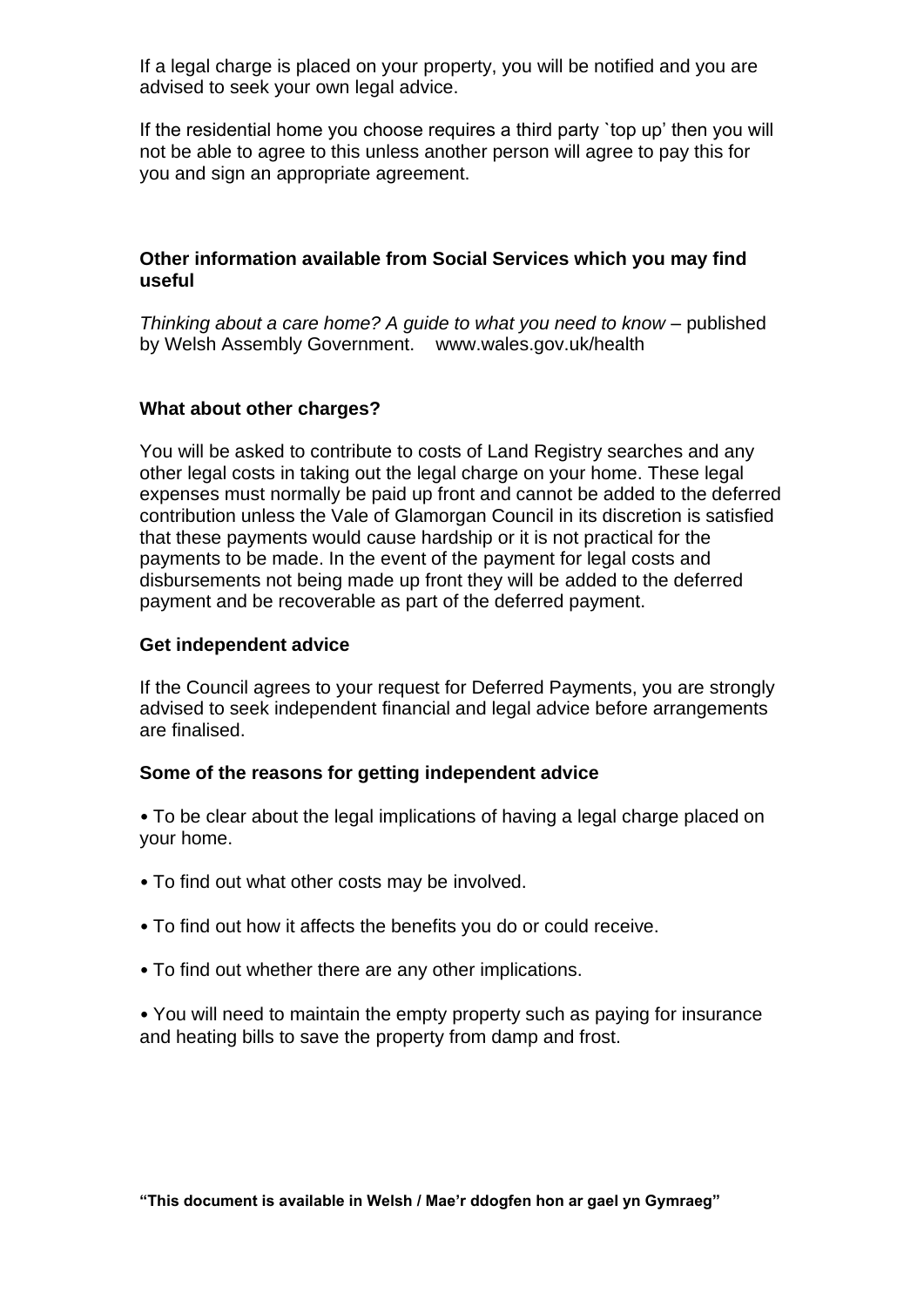If a legal charge is placed on your property, you will be notified and you are advised to seek your own legal advice.

If the residential home you choose requires a third party `top up' then you will not be able to agree to this unless another person will agree to pay this for you and sign an appropriate agreement.

**Other information available from Social Services which you may find useful**

*Thinking about a care home? A guide to what you need to know* – published by Welsh Assembly Government. www.wales.gov.uk/health

**What about other charges?**

You will be asked to contribute to costs of Land Registry searches and any other legal costs in taking out the legal charge on your home. These legal expenses must normally be paid up front and cannot be added to the deferred contribution unless the Vale of Glamorgan Council in its discretion is satisfied that these payments would cause hardship or it is not practical for the payments to be made. In the event of the payment for legal costs and disbursements not being made up front they will be added to the deferred payment and be recoverable as part of the deferred payment.

**Get independent advice**

If the Council agrees to your request for Deferred Payments, you are strongly advised to seek independent financial and legal advice before arrangements are finalised.

**Some of the reasons for getting independent advice**

• To be clear about the legal implications of having a legal charge placed on your home.

• To find out what other costs may be involved.

• To find out how it affects the benefits you do or could receive.

• To find out whether there are any other implications.

• You will need to maintain the empty property such as paying for insurance and heating bills to save the property from damp and frost.

**"This document is available in Welsh / Mae'r ddogfen hon ar gael yn Gymraeg"**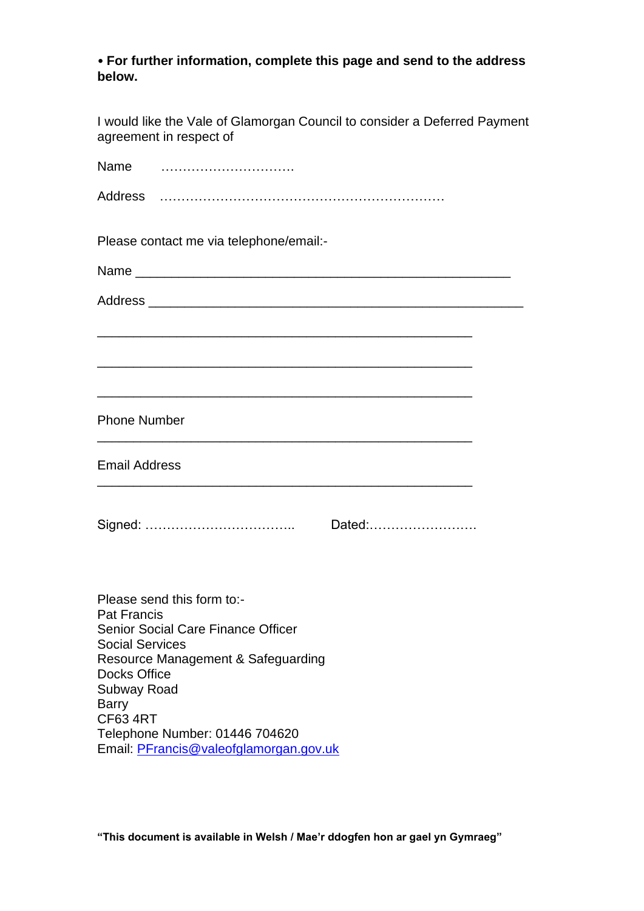• **For further information, complete this page and send to the address below.**

I would like the Vale of Glamorgan Council to consider a Deferred Payment agreement in respect of

Name …………………………

Address …………………………………………………………

Please contact me via telephone/email:-

Name ______________________________________________________

Address ______________________________________________________

______________________________________________________

______________________________________________________

______________________________________________________

Phone Number

______________________________________________________

Email Address

______________________________________________________

Signed: …………………………….. Dated:…………………….

Please send this form to:-
Pat Francis
Senior Social Care Finance Officer
Social Services
Resource Management & Safeguarding
Docks Office
Subway Road
Barry
CF63 4RT
Telephone Number: 01446 704620
Email: PFrancis@valeofglamorgan.gov.uk

**"This document is available in Welsh / Mae'r ddogfen hon ar gael yn Gymraeg"**